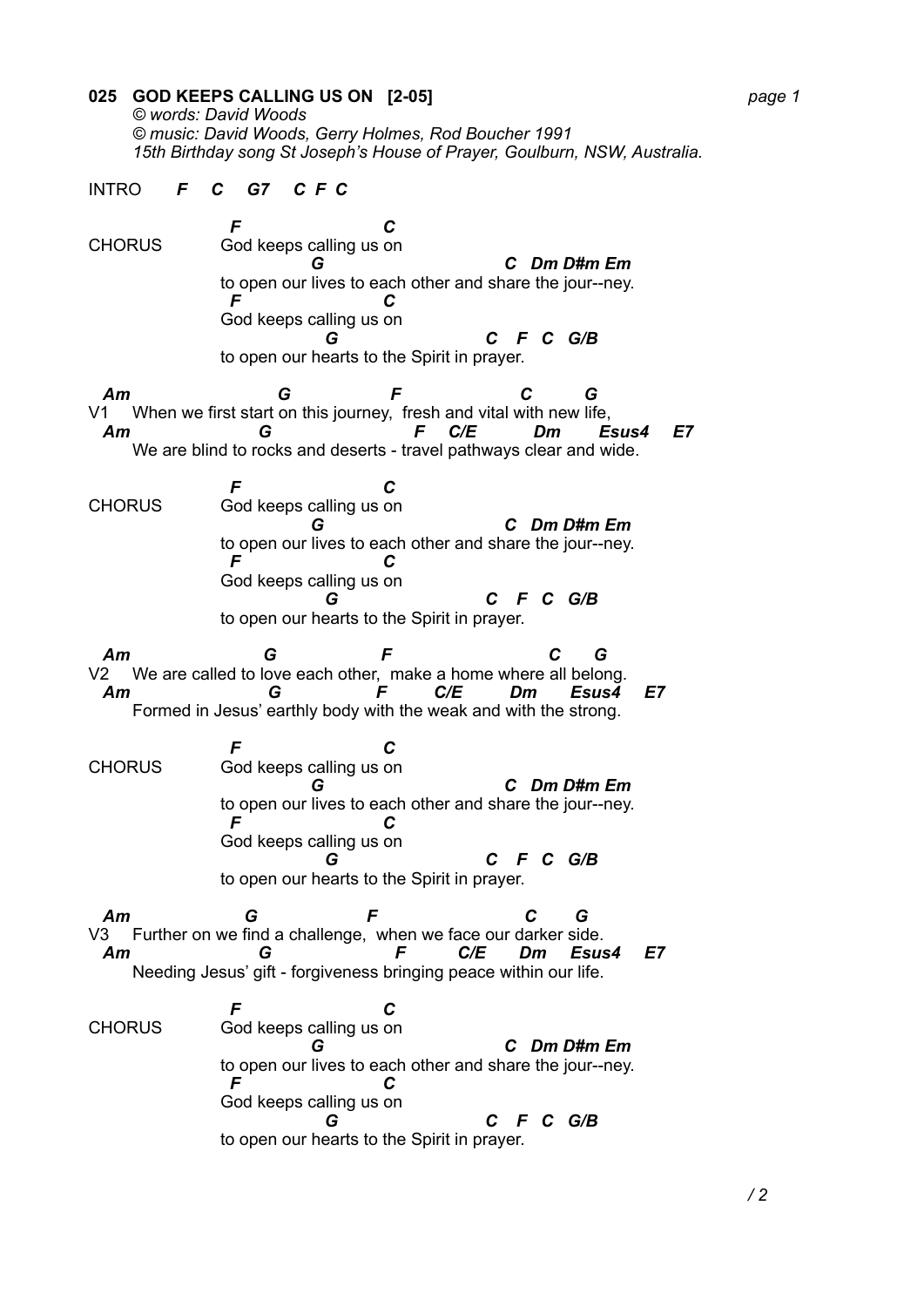**025 GOD KEEPS CALLING US ON [2-05]**

*© words: David Woods*
*© music: David Woods, Gerry Holmes, Rod Boucher 1991*
*15th Birthday song St Joseph's House of Prayer, Goulburn, NSW, Australia.*

```
INTRO     F   C   G7   C F C

               F               C
CHORUS        God keeps calling us on
                        G                      C  Dm D#m Em
              to open our lives to each other and share the jour--ney.
               F               C
              God keeps calling us on
                         G                  C   F  C  G/B
              to open our hearts to the Spirit in prayer.

  Am                G            F              C       G
V1   When we first start on this journey,  fresh and vital with new life,
  Am                G                  F    C/E      Dm      Esus4    E7
     We are blind to rocks and deserts - travel pathways clear and wide.

               F               C
CHORUS        God keeps calling us on
                        G                      C  Dm D#m Em
              to open our lives to each other and share the jour--ney.
               F               C
              God keeps calling us on
                         G                  C   F  C  G/B
              to open our hearts to the Spirit in prayer.

  Am                G            F                   C     G
V2   We are called to love each other,  make a home where all belong.
  Am                  G            F      C/E      Dm     Esus4    E7
     Formed in Jesus' earthly body with the weak and with the strong.

               F               C
CHORUS        God keeps calling us on
                        G                      C  Dm D#m Em
              to open our lives to each other and share the jour--ney.
               F               C
              God keeps calling us on
                         G                  C   F  C  G/B
              to open our hearts to the Spirit in prayer.

  Am              G              F                 C     G
V3   Further on we find a challenge,  when we face our darker side.
  Am                G                 F      C/E     Dm    Esus4    E7
     Needing Jesus' gift - forgiveness bringing peace within our life.

               F               C
CHORUS        God keeps calling us on
                        G                      C  Dm D#m Em
              to open our lives to each other and share the jour--ney.
               F               C
              God keeps calling us on
                         G                  C   F  C  G/B
              to open our hearts to the Spirit in prayer.
```

/ 2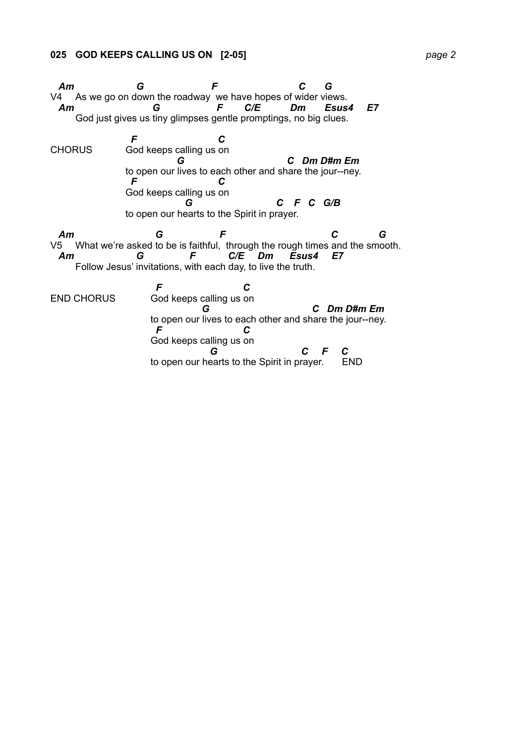**025 GOD KEEPS CALLING US ON [2-05]**

```
    Am              G                  F                      C      G
V4  As we go on down the roadway  we have hopes of wider views.
    Am                  G              F       C/E        Dm      Esus4     E7
    God just gives us tiny glimpses gentle promptings, no big clues.

               F                      C
CHORUS         God keeps calling us on
                         G                               C   Dm D#m Em
               to open our lives to each other and share the jour--ney.
               F                      C
               God keeps calling us on
                          G                          C   F   C   G/B
               to open our hearts to the Spirit in prayer.

    Am                  G                F                           C            G
V5  What we're asked to be is faithful,  through the rough times and the smooth.
    Am              G              F         C/E    Dm      Esus4     E7
    Follow Jesus' invitations, with each day, to live the truth.

                   F                      C
END CHORUS         God keeps calling us on
                             G                               C   Dm D#m Em
                   to open our lives to each other and share the jour--ney.
                   F                      C
                   God keeps calling us on
                              G                          C    F    C
                   to open our hearts to the Spirit in prayer.      END
```